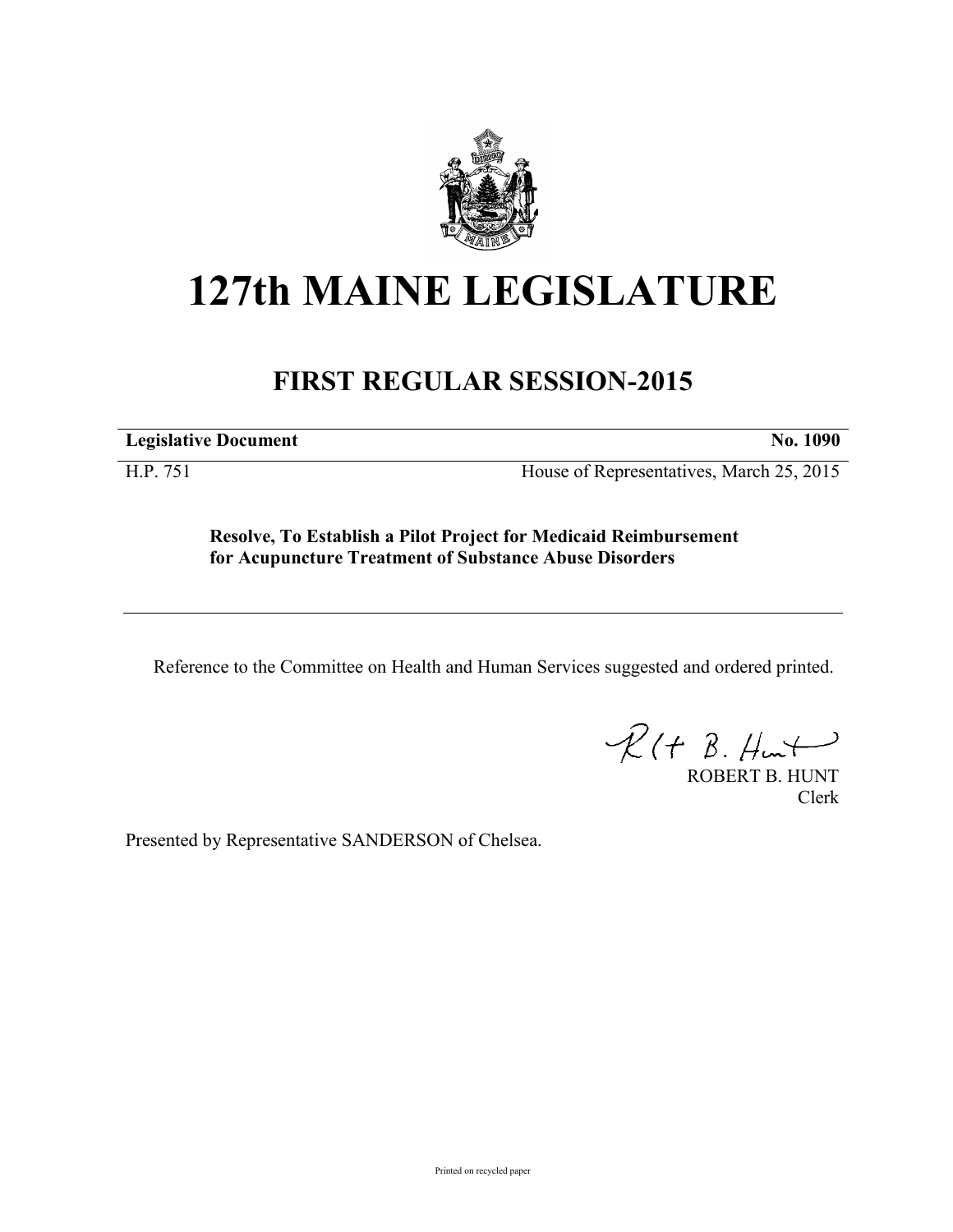# 127th MAINE LEGISLATURE

## FIRST REGULAR SESSION-2015

**Legislative Document** **No. 1090**

H.P. 751 House of Representatives, March 25, 2015

**Resolve, To Establish a Pilot Project for Medicaid Reimbursement for Acupuncture Treatment of Substance Abuse Disorders**

---

Reference to the Committee on Health and Human Services suggested and ordered printed.

ROBERT B. HUNT
Clerk

Presented by Representative SANDERSON of Chelsea.

Printed on recycled paper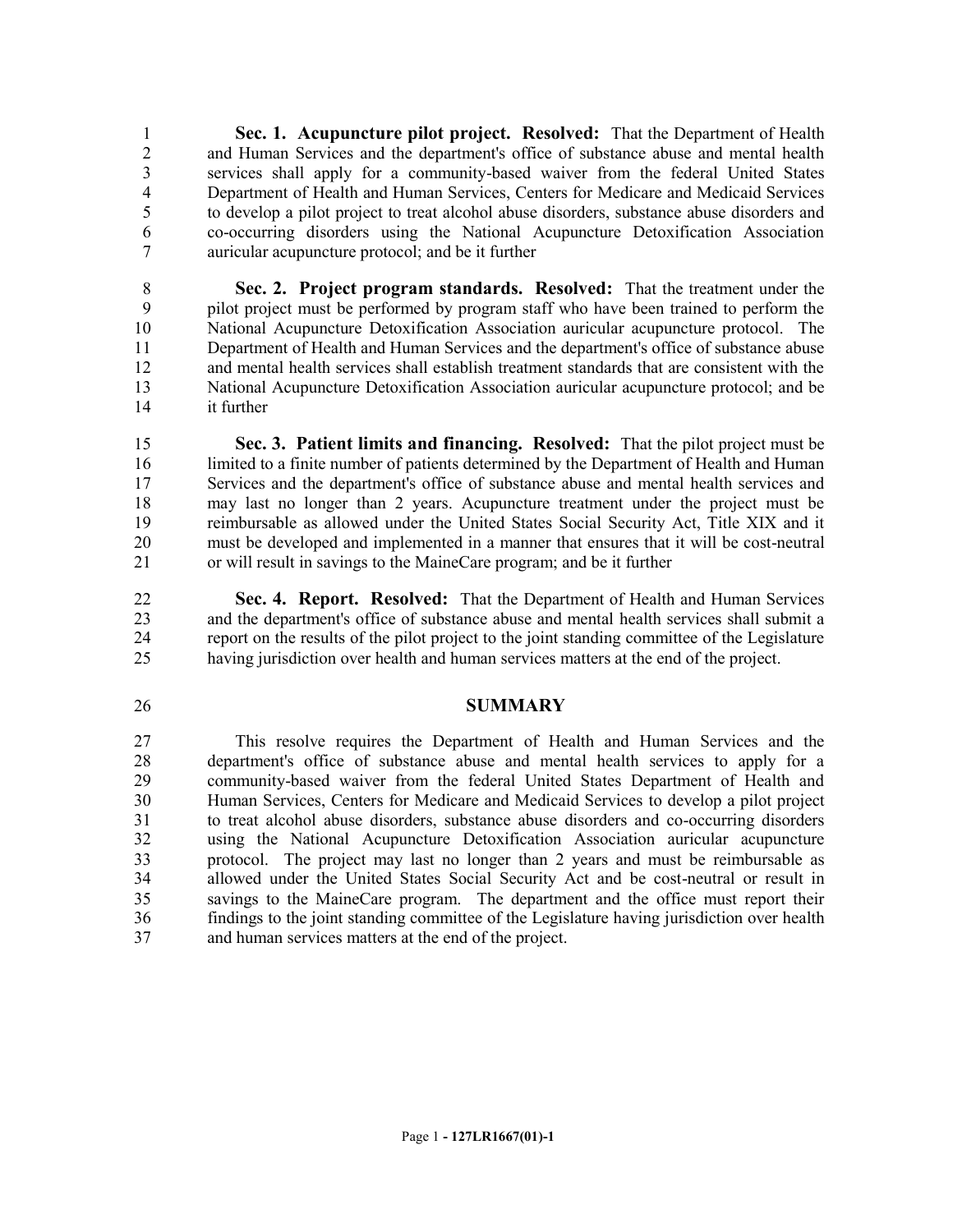**Sec. 1. Acupuncture pilot project. Resolved:** That the Department of Health and Human Services and the department's office of substance abuse and mental health services shall apply for a community-based waiver from the federal United States Department of Health and Human Services, Centers for Medicare and Medicaid Services to develop a pilot project to treat alcohol abuse disorders, substance abuse disorders and co-occurring disorders using the National Acupuncture Detoxification Association auricular acupuncture protocol; and be it further

**Sec. 2. Project program standards. Resolved:** That the treatment under the pilot project must be performed by program staff who have been trained to perform the National Acupuncture Detoxification Association auricular acupuncture protocol. The Department of Health and Human Services and the department's office of substance abuse and mental health services shall establish treatment standards that are consistent with the National Acupuncture Detoxification Association auricular acupuncture protocol; and be it further

**Sec. 3. Patient limits and financing. Resolved:** That the pilot project must be limited to a finite number of patients determined by the Department of Health and Human Services and the department's office of substance abuse and mental health services and may last no longer than 2 years. Acupuncture treatment under the project must be reimbursable as allowed under the United States Social Security Act, Title XIX and it must be developed and implemented in a manner that ensures that it will be cost-neutral or will result in savings to the MaineCare program; and be it further

**Sec. 4. Report. Resolved:** That the Department of Health and Human Services and the department's office of substance abuse and mental health services shall submit a report on the results of the pilot project to the joint standing committee of the Legislature having jurisdiction over health and human services matters at the end of the project.

## SUMMARY

This resolve requires the Department of Health and Human Services and the department's office of substance abuse and mental health services to apply for a community-based waiver from the federal United States Department of Health and Human Services, Centers for Medicare and Medicaid Services to develop a pilot project to treat alcohol abuse disorders, substance abuse disorders and co-occurring disorders using the National Acupuncture Detoxification Association auricular acupuncture protocol. The project may last no longer than 2 years and must be reimbursable as allowed under the United States Social Security Act and be cost-neutral or result in savings to the MaineCare program. The department and the office must report their findings to the joint standing committee of the Legislature having jurisdiction over health and human services matters at the end of the project.